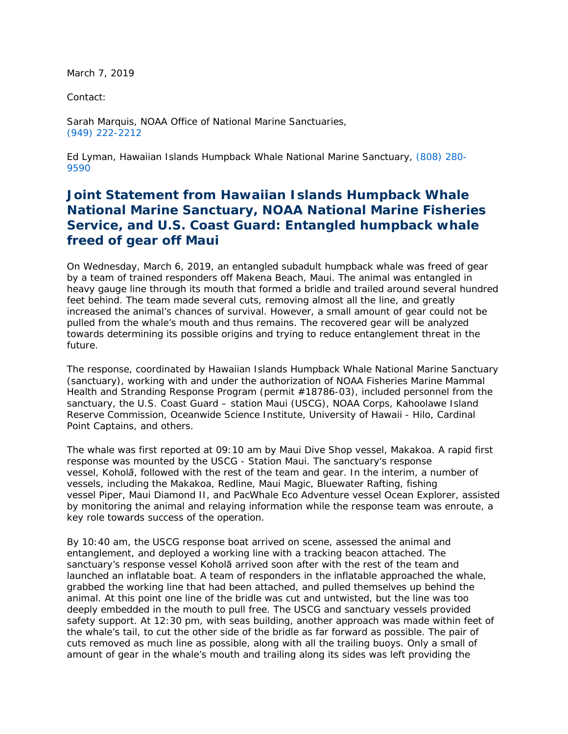March 7, 2019

Contact:

Sarah Marquis, NOAA Office of National Marine Sanctuaries, (949) 222-2212

Ed Lyman, Hawaiian Islands Humpback Whale National Marine Sanctuary, (808) 280-9590

# Joint Statement from Hawaiian Islands Humpback Whale National Marine Sanctuary, NOAA National Marine Fisheries Service, and U.S. Coast Guard: Entangled humpback whale freed of gear off Maui

On Wednesday, March 6, 2019, an entangled subadult humpback whale was freed of gear by a team of trained responders off Makena Beach, Maui. The animal was entangled in heavy gauge line through its mouth that formed a bridle and trailed around several hundred feet behind. The team made several cuts, removing almost all the line, and greatly increased the animal's chances of survival. However, a small amount of gear could not be pulled from the whale's mouth and thus remains. The recovered gear will be analyzed towards determining its possible origins and trying to reduce entanglement threat in the future.

The response, coordinated by Hawaiian Islands Humpback Whale National Marine Sanctuary (sanctuary), working with and under the authorization of NOAA Fisheries Marine Mammal Health and Stranding Response Program (permit #18786-03), included personnel from the sanctuary, the U.S. Coast Guard – station Maui (USCG), NOAA Corps, Kahoolawe Island Reserve Commission, Oceanwide Science Institute, University of Hawaii - Hilo, Cardinal Point Captains, and others.

The whale was first reported at 09:10 am by Maui Dive Shop vessel, Makakoa. A rapid first response was mounted by the USCG - Station Maui. The sanctuary's response vessel, *Koholā*, followed with the rest of the team and gear. In the interim, a number of vessels, including the Makakoa, Redline, Maui Magic, Bluewater Rafting, fishing vessel Piper, Maui Diamond II, and PacWhale Eco Adventure vessel Ocean Explorer, assisted by monitoring the animal and relaying information while the response team was enroute, a key role towards success of the operation.

By 10:40 am, the USCG response boat arrived on scene, assessed the animal and entanglement, and deployed a working line with a tracking beacon attached. The sanctuary's response vessel Koholā arrived soon after with the rest of the team and launched an inflatable boat. A team of responders in the inflatable approached the whale, grabbed the working line that had been attached, and pulled themselves up behind the animal. At this point one line of the bridle was cut and untwisted, but the line was too deeply embedded in the mouth to pull free. The USCG and sanctuary vessels provided safety support. At 12:30 pm, with seas building, another approach was made within feet of the whale's tail, to cut the other side of the bridle as far forward as possible. The pair of cuts removed as much line as possible, along with all the trailing buoys. Only a small of amount of gear in the whale's mouth and trailing along its sides was left providing the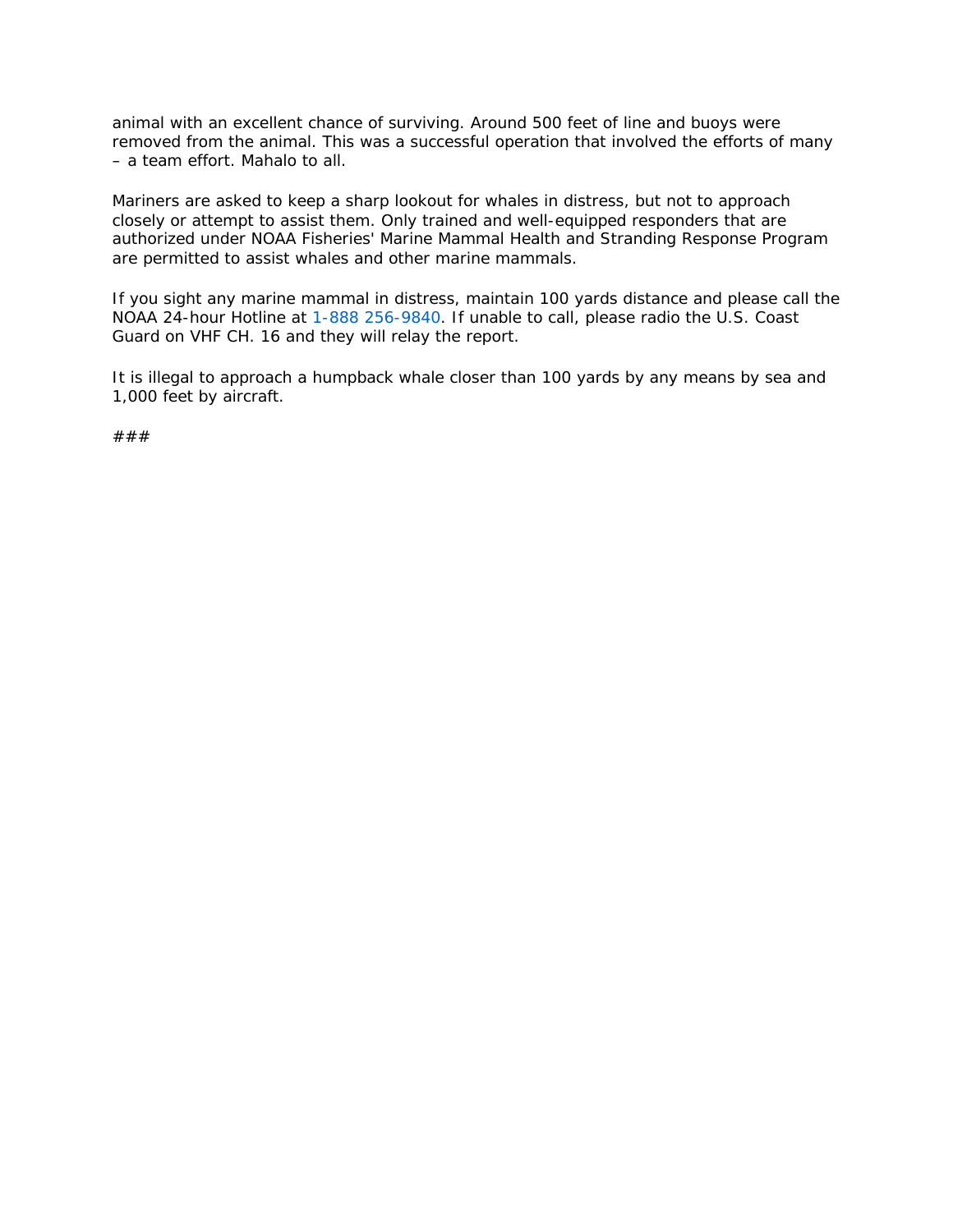animal with an excellent chance of surviving. Around 500 feet of line and buoys were removed from the animal. This was a successful operation that involved the efforts of many – a team effort. Mahalo to all.

Mariners are asked to keep a sharp lookout for whales in distress, but not to approach closely or attempt to assist them. Only trained and well-equipped responders that are authorized under NOAA Fisheries' Marine Mammal Health and Stranding Response Program are permitted to assist whales and other marine mammals.

If you sight any marine mammal in distress, maintain 100 yards distance and please call the NOAA 24-hour Hotline at 1-888 256-9840. If unable to call, please radio the U.S. Coast Guard on VHF CH. 16 and they will relay the report.

It is illegal to approach a humpback whale closer than 100 yards by any means by sea and 1,000 feet by aircraft.

###